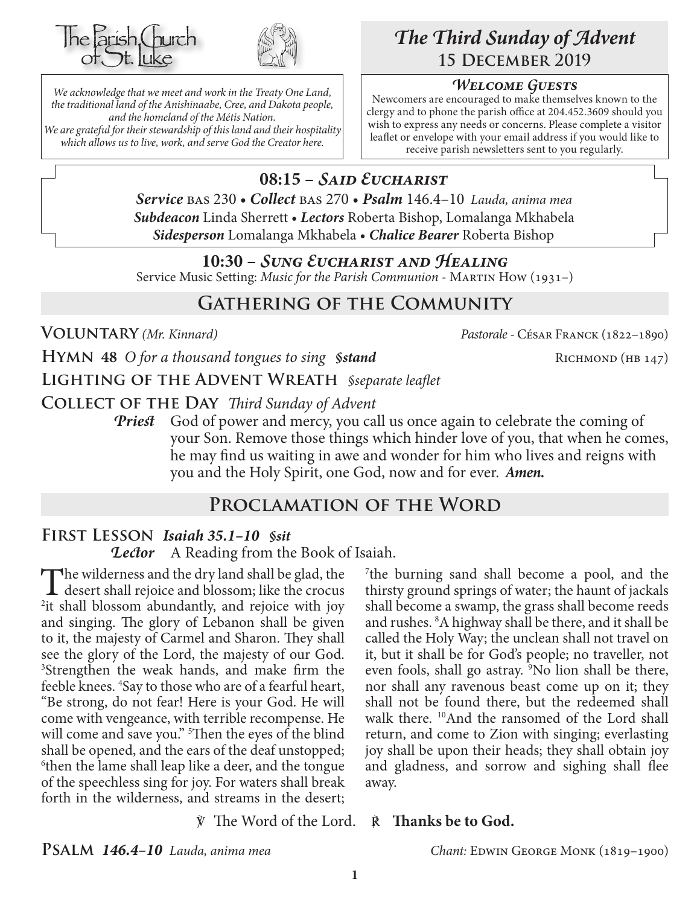The Parish Church of St. Luke

*We acknowledge that we meet and work in the Treaty One Land, the traditional land of the Anishinaabe, Cree, and Dakota people, and the homeland of the Métis Nation. We are grateful for their stewardship of this land and their hospitality which allows us to live, work, and serve God the Creator here.*

# *The Third Sunday of Advent*
## 15 December 2019

### *Welcome Guests*

Newcomers are encouraged to make themselves known to the clergy and to phone the parish office at 204.452.3609 should you wish to express any needs or concerns. Please complete a visitor leaflet or envelope with your email address if you would like to receive parish newsletters sent to you regularly.

### 08:15 – *Said Eucharist*

***Service*** BAS 230 • ***Collect*** BAS 270 • ***Psalm*** 146.4–10 *Lauda, anima mea*
***Subdeacon*** Linda Sherrett • ***Lectors*** Roberta Bishop, Lomalanga Mkhabela
***Sidesperson*** Lomalanga Mkhabela • ***Chalice Bearer*** Roberta Bishop

### 10:30 – *Sung Eucharist and Healing*

Service Music Setting: *Music for the Parish Communion* - Martin How (1931–)

## Gathering of the Community

**Voluntary** *(Mr. Kinnard)* *Pastorale* - César Franck (1822–1890)

**Hymn 48** *O for a thousand tongues to sing* ***§stand*** Richmond (HB 147)

**Lighting of the Advent Wreath** *§separate leaflet*

**Collect of the Day** *Third Sunday of Advent*

***Priest*** God of power and mercy, you call us once again to celebrate the coming of your Son. Remove those things which hinder love of you, that when he comes, he may find us waiting in awe and wonder for him who lives and reigns with you and the Holy Spirit, one God, now and for ever. ***Amen.***

## Proclamation of the Word

**First Lesson** ***Isaiah 35.1–10*** ***§sit***

***Lector*** A Reading from the Book of Isaiah.

The wilderness and the dry land shall be glad, the desert shall rejoice and blossom; like the crocus [2]it shall blossom abundantly, and rejoice with joy and singing. The glory of Lebanon shall be given to it, the majesty of Carmel and Sharon. They shall see the glory of the Lord, the majesty of our God. [3]Strengthen the weak hands, and make firm the feeble knees. [4]Say to those who are of a fearful heart, "Be strong, do not fear! Here is your God. He will come with vengeance, with terrible recompense. He will come and save you." [5]Then the eyes of the blind shall be opened, and the ears of the deaf unstopped; [6]then the lame shall leap like a deer, and the tongue of the speechless sing for joy. For waters shall break forth in the wilderness, and streams in the desert; [7]the burning sand shall become a pool, and the thirsty ground springs of water; the haunt of jackals shall become a swamp, the grass shall become reeds and rushes. [8]A highway shall be there, and it shall be called the Holy Way; the unclean shall not travel on it, but it shall be for God's people; no traveller, not even fools, shall go astray. [9]No lion shall be there, nor shall any ravenous beast come up on it; they shall not be found there, but the redeemed shall walk there. [10]And the ransomed of the Lord shall return, and come to Zion with singing; everlasting joy shall be upon their heads; they shall obtain joy and gladness, and sorrow and sighing shall flee away.

℣ The Word of the Lord. ℟ **Thanks be to God.**

**Psalm** ***146.4–10*** *Lauda, anima mea* *Chant:* Edwin George Monk (1819–1900)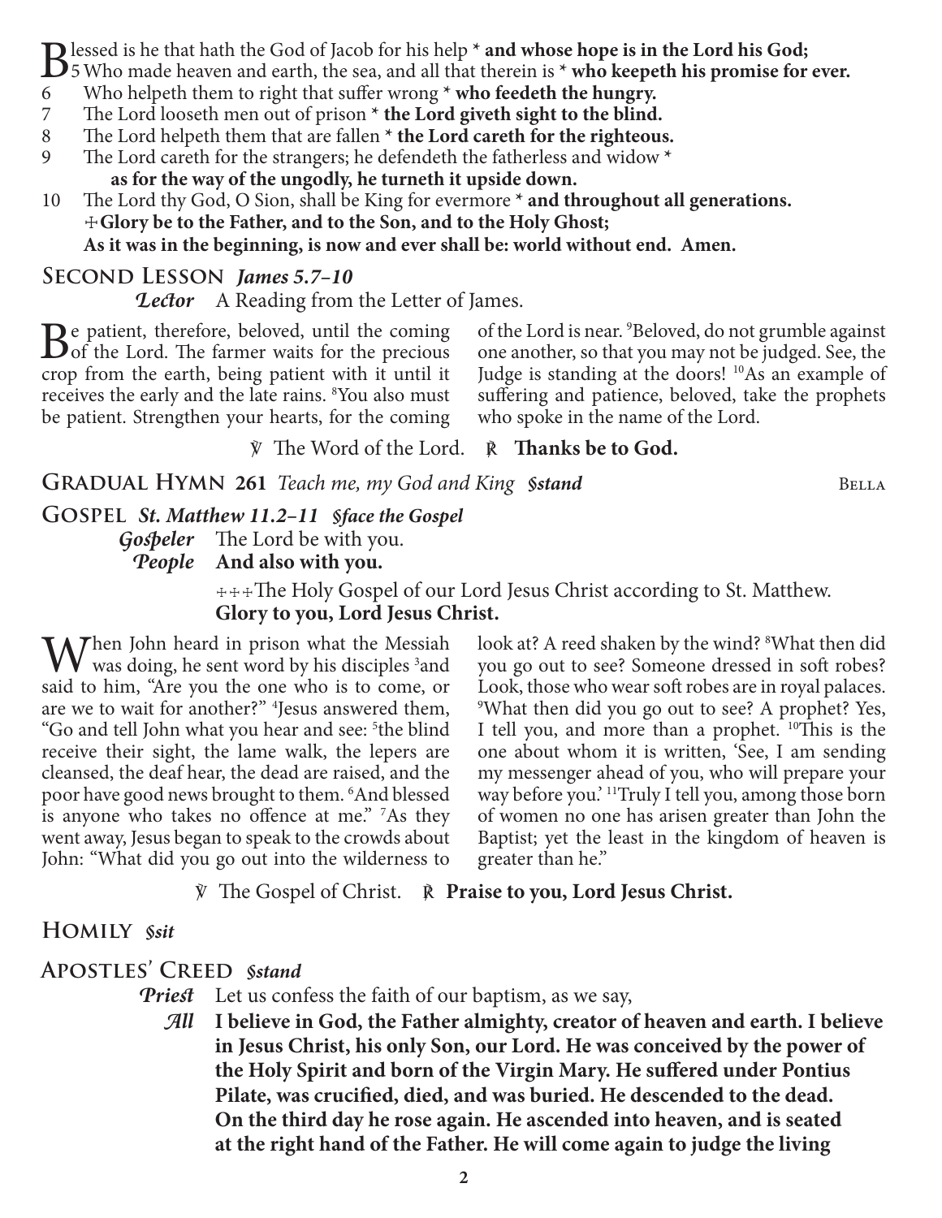Blessed is he that hath the God of Jacob for his help * **and whose hope is in the Lord his God;**
5 Who made heaven and earth, the sea, and all that therein is * **who keepeth his promise for ever.**
6 Who helpeth them to right that suffer wrong * **who feedeth the hungry.**
7 The Lord looseth men out of prison * **the Lord giveth sight to the blind.**
8 The Lord helpeth them that are fallen * **the Lord careth for the righteous.**
9 The Lord careth for the strangers; he defendeth the fatherless and widow *
**as for the way of the ungodly, he turneth it upside down.**
10 The Lord thy God, O Sion, shall be King for evermore * **and throughout all generations.**
✢**Glory be to the Father, and to the Son, and to the Holy Ghost;**
**As it was in the beginning, is now and ever shall be: world without end. Amen.**

## Second Lesson *James 5.7–10*

*Lector* A Reading from the Letter of James.

Be patient, therefore, beloved, until the coming of the Lord. The farmer waits for the precious crop from the earth, being patient with it until it receives the early and the late rains. [8]You also must be patient. Strengthen your hearts, for the coming of the Lord is near. [9]Beloved, do not grumble against one another, so that you may not be judged. See, the Judge is standing at the doors! [10]As an example of suffering and patience, beloved, take the prophets who spoke in the name of the Lord.

℣ The Word of the Lord. ℟ **Thanks be to God.**

## Gradual Hymn 261 *Teach me, my God and King* *§stand* Bella

## Gospel *St. Matthew 11.2–11* *§face the Gospel*

*Gospeler* The Lord be with you.
*People* **And also with you.**

✢✢✢The Holy Gospel of our Lord Jesus Christ according to St. Matthew.
**Glory to you, Lord Jesus Christ.**

When John heard in prison what the Messiah was doing, he sent word by his disciples [3]and said to him, "Are you the one who is to come, or are we to wait for another?" [4]Jesus answered them, "Go and tell John what you hear and see: [5]the blind receive their sight, the lame walk, the lepers are cleansed, the deaf hear, the dead are raised, and the poor have good news brought to them. [6]And blessed is anyone who takes no offence at me." [7]As they went away, Jesus began to speak to the crowds about John: "What did you go out into the wilderness to look at? A reed shaken by the wind? [8]What then did you go out to see? Someone dressed in soft robes? Look, those who wear soft robes are in royal palaces. [9]What then did you go out to see? A prophet? Yes, I tell you, and more than a prophet. [10]This is the one about whom it is written, 'See, I am sending my messenger ahead of you, who will prepare your way before you.' [11]Truly I tell you, among those born of women no one has arisen greater than John the Baptist; yet the least in the kingdom of heaven is greater than he."

℣ The Gospel of Christ. ℟ **Praise to you, Lord Jesus Christ.**

## Homily *§sit*

## Apostles' Creed *§stand*

*Priest* Let us confess the faith of our baptism, as we say,
*All* **I believe in God, the Father almighty, creator of heaven and earth. I believe in Jesus Christ, his only Son, our Lord. He was conceived by the power of the Holy Spirit and born of the Virgin Mary. He suffered under Pontius Pilate, was crucified, died, and was buried. He descended to the dead. On the third day he rose again. He ascended into heaven, and is seated at the right hand of the Father. He will come again to judge the living**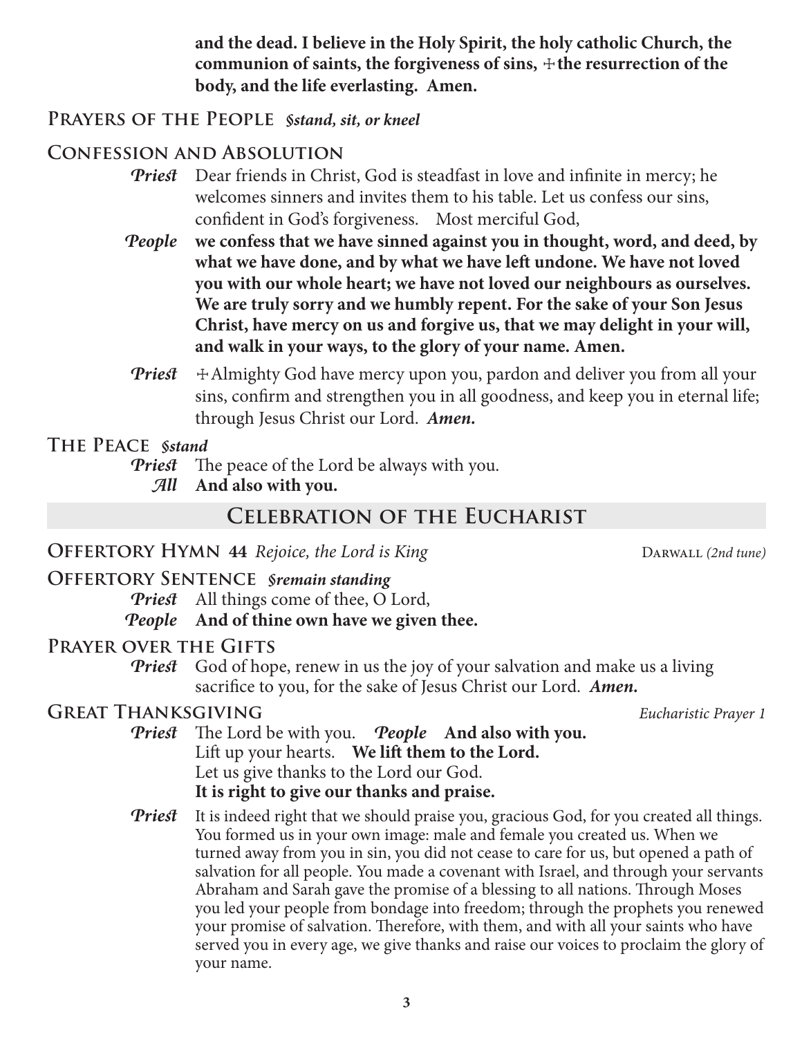**and the dead. I believe in the Holy Spirit, the holy catholic Church, the communion of saints, the forgiveness of sins, ✠ the resurrection of the body, and the life everlasting. Amen.**

## Prayers of the People *§stand, sit, or kneel*

## Confession and Absolution

*Priest* Dear friends in Christ, God is steadfast in love and infinite in mercy; he welcomes sinners and invites them to his table. Let us confess our sins, confident in God's forgiveness. Most merciful God,

*People* **we confess that we have sinned against you in thought, word, and deed, by what we have done, and by what we have left undone. We have not loved you with our whole heart; we have not loved our neighbours as ourselves. We are truly sorry and we humbly repent. For the sake of your Son Jesus Christ, have mercy on us and forgive us, that we may delight in your will, and walk in your ways, to the glory of your name. Amen.**

*Priest* ✠ Almighty God have mercy upon you, pardon and deliver you from all your sins, confirm and strengthen you in all goodness, and keep you in eternal life; through Jesus Christ our Lord. ***Amen.***

## The Peace *§stand*

*Priest* The peace of the Lord be always with you.

*All* **And also with you.**

# Celebration of the Eucharist

## Offertory Hymn 44 *Rejoice, the Lord is King* Darwall *(2nd tune)*

## Offertory Sentence *§remain standing*

*Priest* All things come of thee, O Lord,

*People* **And of thine own have we given thee.**

## Prayer over the Gifts

*Priest* God of hope, renew in us the joy of your salvation and make us a living sacrifice to you, for the sake of Jesus Christ our Lord. ***Amen.***

## Great Thanksgiving *Eucharistic Prayer 1*

*Priest* The Lord be with you. *People* **And also with you.**
Lift up your hearts. **We lift them to the Lord.**
Let us give thanks to the Lord our God.
**It is right to give our thanks and praise.**

*Priest* It is indeed right that we should praise you, gracious God, for you created all things. You formed us in your own image: male and female you created us. When we turned away from you in sin, you did not cease to care for us, but opened a path of salvation for all people. You made a covenant with Israel, and through your servants Abraham and Sarah gave the promise of a blessing to all nations. Through Moses you led your people from bondage into freedom; through the prophets you renewed your promise of salvation. Therefore, with them, and with all your saints who have served you in every age, we give thanks and raise our voices to proclaim the glory of your name.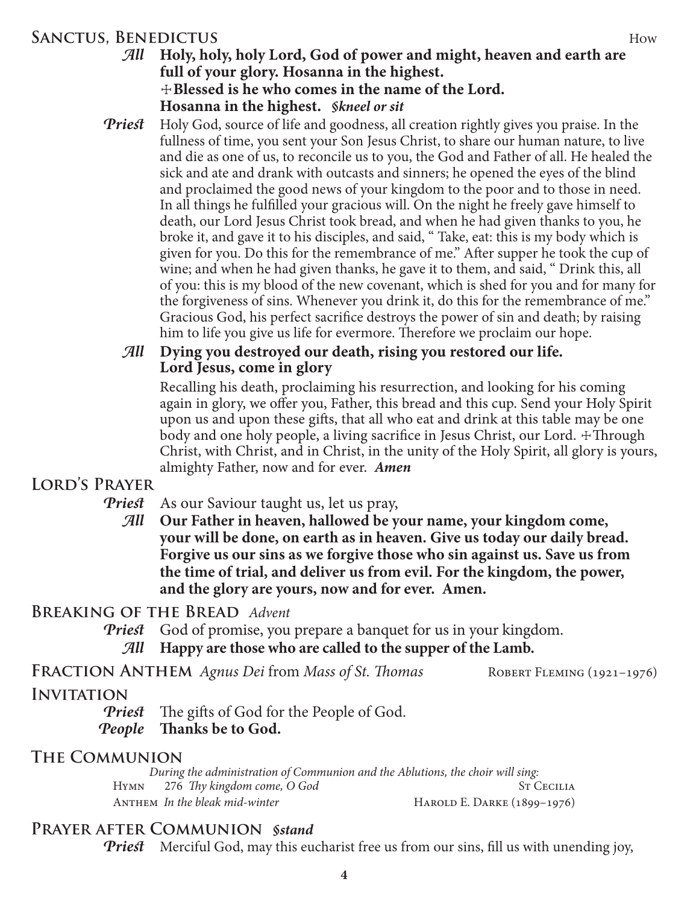## Sanctus, Benedictus How

***All*** **Holy, holy, holy Lord, God of power and might, heaven and earth are full of your glory. Hosanna in the highest.**
**☩Blessed is he who comes in the name of the Lord.**
**Hosanna in the highest.** *§kneel or sit*

***Priest*** Holy God, source of life and goodness, all creation rightly gives you praise. In the fullness of time, you sent your Son Jesus Christ, to share our human nature, to live and die as one of us, to reconcile us to you, the God and Father of all. He healed the sick and ate and drank with outcasts and sinners; he opened the eyes of the blind and proclaimed the good news of your kingdom to the poor and to those in need. In all things he fulfilled your gracious will. On the night he freely gave himself to death, our Lord Jesus Christ took bread, and when he had given thanks to you, he broke it, and gave it to his disciples, and said, " Take, eat: this is my body which is given for you. Do this for the remembrance of me." After supper he took the cup of wine; and when he had given thanks, he gave it to them, and said, " Drink this, all of you: this is my blood of the new covenant, which is shed for you and for many for the forgiveness of sins. Whenever you drink it, do this for the remembrance of me." Gracious God, his perfect sacrifice destroys the power of sin and death; by raising him to life you give us life for evermore. Therefore we proclaim our hope.

***All*** **Dying you destroyed our death, rising you restored our life.**
**Lord Jesus, come in glory**

Recalling his death, proclaiming his resurrection, and looking for his coming again in glory, we offer you, Father, this bread and this cup. Send your Holy Spirit upon us and upon these gifts, that all who eat and drink at this table may be one body and one holy people, a living sacrifice in Jesus Christ, our Lord. ☩Through Christ, with Christ, and in Christ, in the unity of the Holy Spirit, all glory is yours, almighty Father, now and for ever. ***Amen***

## Lord's Prayer

***Priest*** As our Saviour taught us, let us pray,

***All*** **Our Father in heaven, hallowed be your name, your kingdom come, your will be done, on earth as in heaven. Give us today our daily bread. Forgive us our sins as we forgive those who sin against us. Save us from the time of trial, and deliver us from evil. For the kingdom, the power, and the glory are yours, now and for ever. Amen.**

## Breaking of the Bread *Advent*

***Priest*** God of promise, you prepare a banquet for us in your kingdom.

***All*** **Happy are those who are called to the supper of the Lamb.**

## Fraction Anthem *Agnus Dei* from *Mass of St. Thomas* Robert Fleming (1921–1976)

## Invitation

***Priest*** The gifts of God for the People of God.

***People*** **Thanks be to God.**

## The Communion

*During the administration of Communion and the Ablutions, the choir will sing:*

Hymn 276 *Thy kingdom come, O God* St Cecilia

Anthem *In the bleak mid-winter* Harold E. Darke (1899–1976)

## Prayer after Communion *§stand*

***Priest*** Merciful God, may this eucharist free us from our sins, fill us with unending joy,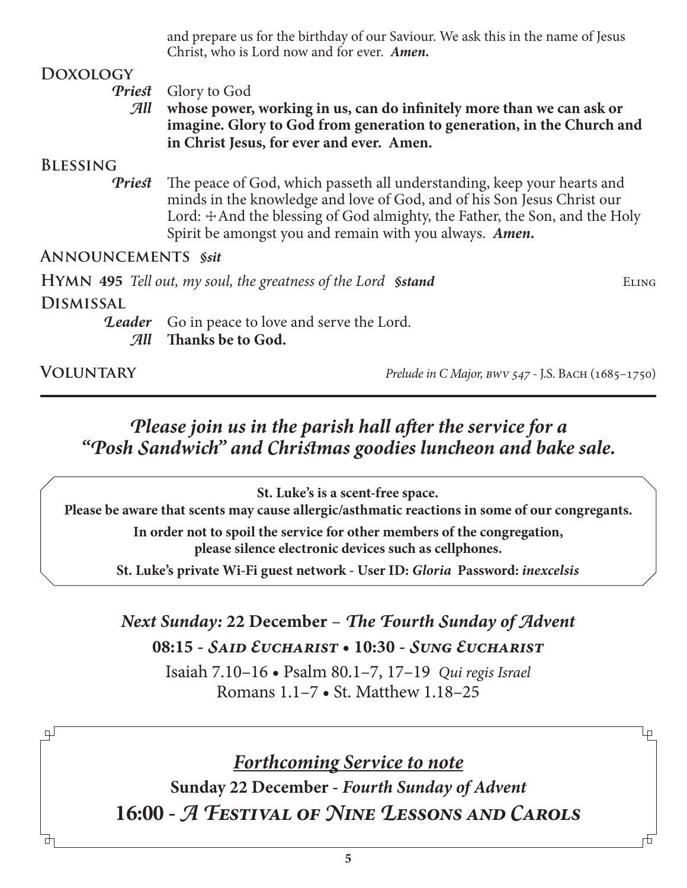and prepare us for the birthday of our Saviour. We ask this in the name of Jesus Christ, who is Lord now and for ever. ***Amen.***

### Doxology

***Priest*** Glory to God

***All*** **whose power, working in us, can do infinitely more than we can ask or imagine. Glory to God from generation to generation, in the Church and in Christ Jesus, for ever and ever. Amen.**

### Blessing

***Priest*** The peace of God, which passeth all understanding, keep your hearts and minds in the knowledge and love of God, and of his Son Jesus Christ our Lord: ✠ And the blessing of God almighty, the Father, the Son, and the Holy Spirit be amongst you and remain with you always. ***Amen.***

### Announcements *§sit*

### Hymn 495 *Tell out, my soul, the greatness of the Lord* ***§stand*** — Eling

### Dismissal

***Leader*** Go in peace to love and serve the Lord.

***All*** **Thanks be to God.**

### Voluntary — *Prelude in C Major, BWV 547* - J.S. Bach (1685–1750)

---

## *Please join us in the parish hall after the service for a "Posh Sandwich" and Christmas goodies luncheon and bake sale.*

**St. Luke's is a scent-free space.**
**Please be aware that scents may cause allergic/asthmatic reactions in some of our congregants.**

**In order not to spoil the service for other members of the congregation, please silence electronic devices such as cellphones.**

**St. Luke's private Wi-Fi guest network - User ID: *Gloria* Password: *inexcelsis***

## *Next Sunday:* 22 December – *The Fourth Sunday of Advent*

**08:15 - *Said Eucharist* • 10:30 - *Sung Eucharist***

Isaiah 7.10–16 • Psalm 80.1–7, 17–19 *Qui regis Israel*
Romans 1.1–7 • St. Matthew 1.18–25

## ***Forthcoming Service to note***

**Sunday 22 December - *Fourth Sunday of Advent***

**16:00 - *A Festival of Nine Lessons and Carols***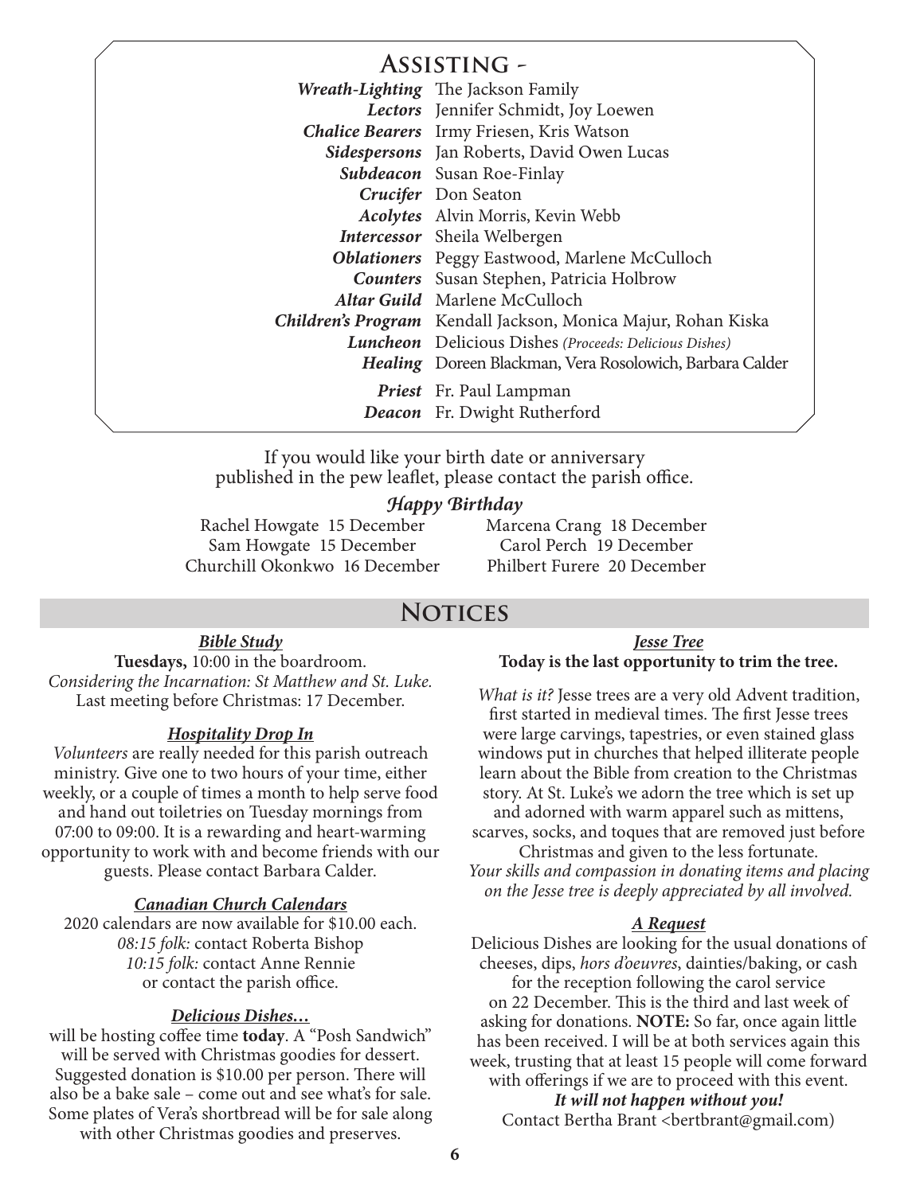## Assisting –

| | |
|---|---|
| ***Wreath-Lighting*** | The Jackson Family |
| ***Lectors*** | Jennifer Schmidt, Joy Loewen |
| ***Chalice Bearers*** | Irmy Friesen, Kris Watson |
| ***Sidespersons*** | Jan Roberts, David Owen Lucas |
| ***Subdeacon*** | Susan Roe-Finlay |
| ***Crucifer*** | Don Seaton |
| ***Acolytes*** | Alvin Morris, Kevin Webb |
| ***Intercessor*** | Sheila Welbergen |
| ***Oblationers*** | Peggy Eastwood, Marlene McCulloch |
| ***Counters*** | Susan Stephen, Patricia Holbrow |
| ***Altar Guild*** | Marlene McCulloch |
| ***Children's Program*** | Kendall Jackson, Monica Majur, Rohan Kiska |
| ***Luncheon*** | Delicious Dishes *(Proceeds: Delicious Dishes)* |
| ***Healing*** | Doreen Blackman, Vera Rosolowich, Barbara Calder |
| ***Priest*** | Fr. Paul Lampman |
| ***Deacon*** | Fr. Dwight Rutherford |

If you would like your birth date or anniversary published in the pew leaflet, please contact the parish office.

### *Happy Birthday*

Rachel Howgate 15 December
Sam Howgate 15 December
Churchill Okonkwo 16 December
Marcena Crang 18 December
Carol Perch 19 December
Philbert Furere 20 December

## Notices

### *Bible Study*

**Tuesdays,** 10:00 in the boardroom.
*Considering the Incarnation: St Matthew and St. Luke.*
Last meeting before Christmas: 17 December.

### *Hospitality Drop In*

*Volunteers* are really needed for this parish outreach ministry. Give one to two hours of your time, either weekly, or a couple of times a month to help serve food and hand out toiletries on Tuesday mornings from 07:00 to 09:00. It is a rewarding and heart-warming opportunity to work with and become friends with our guests. Please contact Barbara Calder.

### *Canadian Church Calendars*

2020 calendars are now available for $10.00 each.
*08:15 folk:* contact Roberta Bishop
*10:15 folk:* contact Anne Rennie
or contact the parish office.

### *Delicious Dishes…*

will be hosting coffee time **today**. A "Posh Sandwich" will be served with Christmas goodies for dessert. Suggested donation is $10.00 per person. There will also be a bake sale – come out and see what's for sale. Some plates of Vera's shortbread will be for sale along with other Christmas goodies and preserves.

### *Jesse Tree*

**Today is the last opportunity to trim the tree.**

*What is it?* Jesse trees are a very old Advent tradition, first started in medieval times. The first Jesse trees were large carvings, tapestries, or even stained glass windows put in churches that helped illiterate people learn about the Bible from creation to the Christmas story. At St. Luke's we adorn the tree which is set up and adorned with warm apparel such as mittens, scarves, socks, and toques that are removed just before Christmas and given to the less fortunate.
*Your skills and compassion in donating items and placing on the Jesse tree is deeply appreciated by all involved.*

### *A Request*

Delicious Dishes are looking for the usual donations of cheeses, dips, *hors d'oeuvres*, dainties/baking, or cash for the reception following the carol service on 22 December. This is the third and last week of asking for donations. **NOTE:** So far, once again little has been received. I will be at both services again this week, trusting that at least 15 people will come forward with offerings if we are to proceed with this event.

***It will not happen without you!***

Contact Bertha Brant <bertbrant@gmail.com>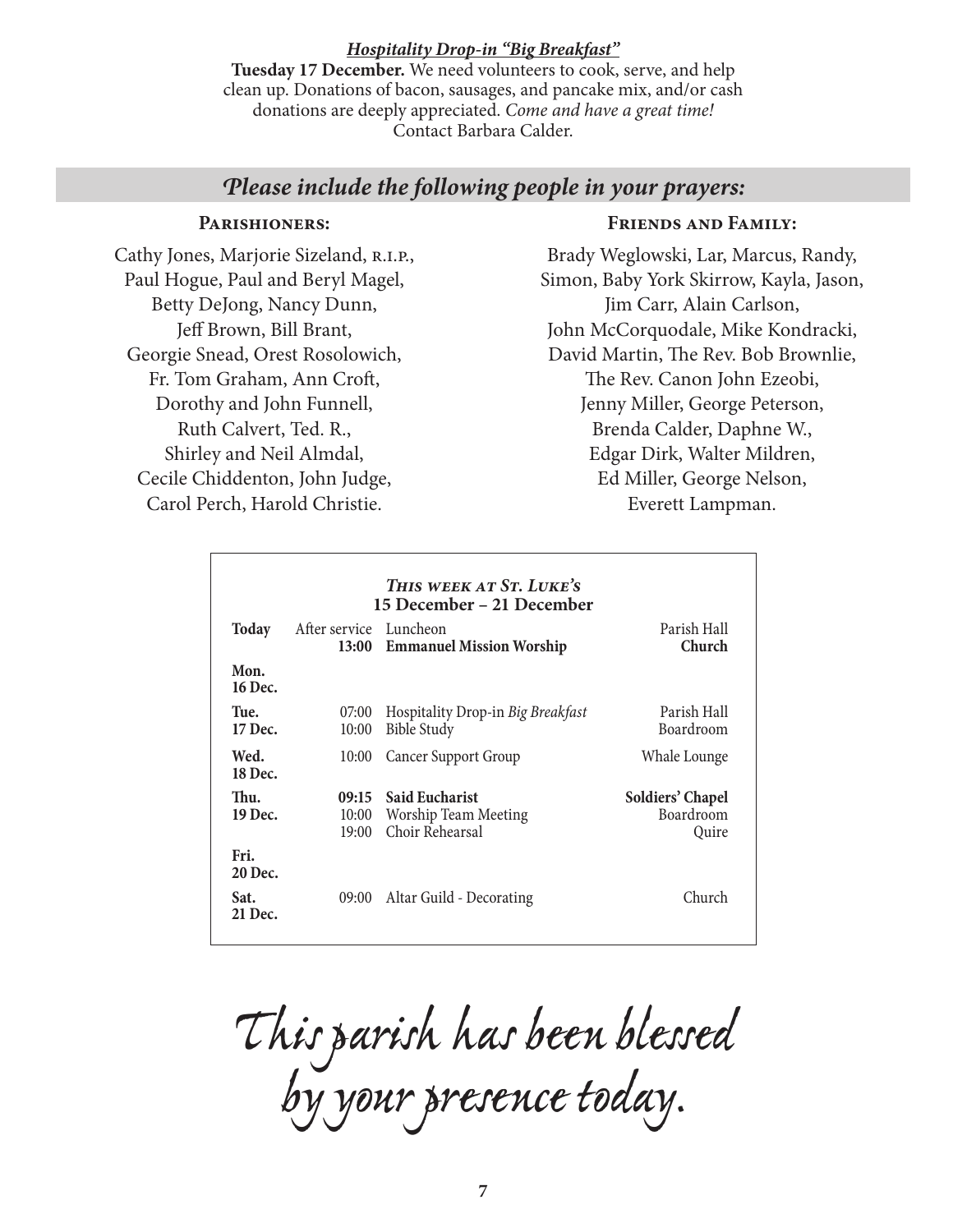***Hospitality Drop-in "Big Breakfast"***

**Tuesday 17 December.** We need volunteers to cook, serve, and help clean up. Donations of bacon, sausages, and pancake mix, and/or cash donations are deeply appreciated. *Come and have a great time!* Contact Barbara Calder.

## *Please include the following people in your prayers:*

### Parishioners:

Cathy Jones, Marjorie Sizeland, R.I.P., Paul Hogue, Paul and Beryl Magel, Betty DeJong, Nancy Dunn, Jeff Brown, Bill Brant, Georgie Snead, Orest Rosolowich, Fr. Tom Graham, Ann Croft, Dorothy and John Funnell, Ruth Calvert, Ted. R., Shirley and Neil Almdal, Cecile Chiddenton, John Judge, Carol Perch, Harold Christie.

### Friends and Family:

Brady Weglowski, Lar, Marcus, Randy, Simon, Baby York Skirrow, Kayla, Jason, Jim Carr, Alain Carlson, John McCorquodale, Mike Kondracki, David Martin, The Rev. Bob Brownlie, The Rev. Canon John Ezeobi, Jenny Miller, George Peterson, Brenda Calder, Daphne W., Edgar Dirk, Walter Mildren, Ed Miller, George Nelson, Everett Lampman.

### *This week at St. Luke's*
**15 December – 21 December**

| | | | |
|---|---|---|---|
| **Today** | After service | Luncheon | Parish Hall |
| | **13:00** | **Emmanuel Mission Worship** | **Church** |
| **Mon. 16 Dec.** | | | |
| **Tue. 17 Dec.** | 07:00 | Hospitality Drop-in *Big Breakfast* | Parish Hall |
| | 10:00 | Bible Study | Boardroom |
| **Wed. 18 Dec.** | 10:00 | Cancer Support Group | Whale Lounge |
| **Thu. 19 Dec.** | **09:15** | **Said Eucharist** | **Soldiers' Chapel** |
| | 10:00 | Worship Team Meeting | Boardroom |
| | 19:00 | Choir Rehearsal | Quire |
| **Fri. 20 Dec.** | | | |
| **Sat. 21 Dec.** | 09:00 | Altar Guild - Decorating | Church |

*This parish has been blessed by your presence today.*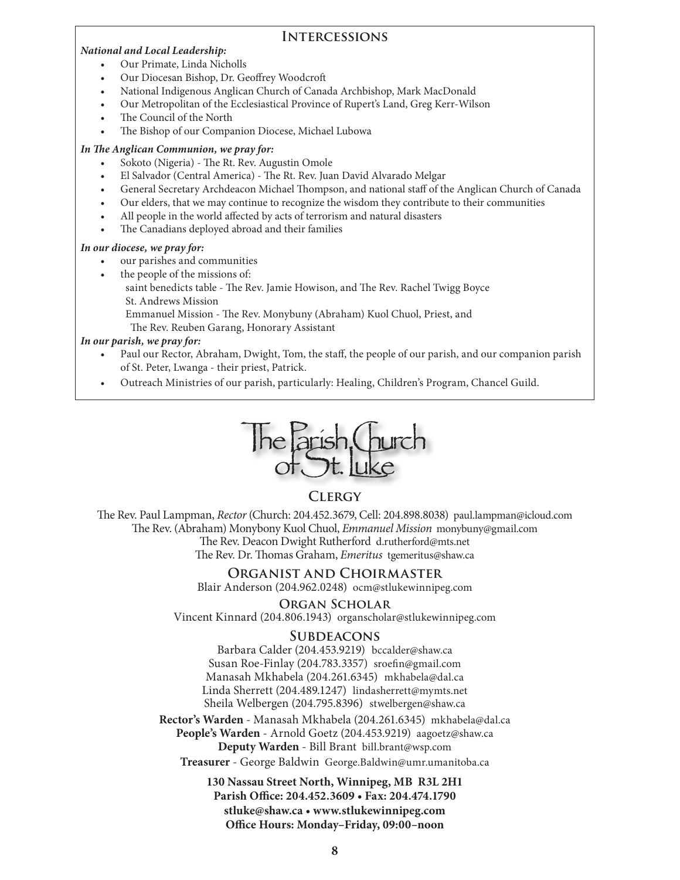## Intercessions

***National and Local Leadership:***

- Our Primate, Linda Nicholls
- Our Diocesan Bishop, Dr. Geoffrey Woodcroft
- National Indigenous Anglican Church of Canada Archbishop, Mark MacDonald
- Our Metropolitan of the Ecclesiastical Province of Rupert's Land, Greg Kerr-Wilson
- The Council of the North
- The Bishop of our Companion Diocese, Michael Lubowa

***In The Anglican Communion, we pray for:***

- Sokoto (Nigeria) - The Rt. Rev. Augustin Omole
- El Salvador (Central America) - The Rt. Rev. Juan David Alvarado Melgar
- General Secretary Archdeacon Michael Thompson, and national staff of the Anglican Church of Canada
- Our elders, that we may continue to recognize the wisdom they contribute to their communities
- All people in the world affected by acts of terrorism and natural disasters
- The Canadians deployed abroad and their families

***In our diocese, we pray for:***

- our parishes and communities
- the people of the missions of:
  saint benedicts table - The Rev. Jamie Howison, and The Rev. Rachel Twigg Boyce
  St. Andrews Mission
  Emmanuel Mission - The Rev. Monybuny (Abraham) Kuol Chuol, Priest, and
  The Rev. Reuben Garang, Honorary Assistant

***In our parish, we pray for:***

- Paul our Rector, Abraham, Dwight, Tom, the staff, the people of our parish, and our companion parish of St. Peter, Lwanga - their priest, Patrick.
- Outreach Ministries of our parish, particularly: Healing, Children's Program, Chancel Guild.

# The Parish Church of St. Luke

## Clergy

The Rev. Paul Lampman, *Rector* (Church: 204.452.3679, Cell: 204.898.8038) paul.lampman@icloud.com
The Rev. (Abraham) Monybony Kuol Chuol, *Emmanuel Mission* monybuny@gmail.com
The Rev. Deacon Dwight Rutherford d.rutherford@mts.net
The Rev. Dr. Thomas Graham, *Emeritus* tgemeritus@shaw.ca

## Organist and Choirmaster

Blair Anderson (204.962.0248) ocm@stlukewinnipeg.com

## Organ Scholar

Vincent Kinnard (204.806.1943) organscholar@stlukewinnipeg.com

## Subdeacons

Barbara Calder (204.453.9219) bccalder@shaw.ca
Susan Roe-Finlay (204.783.3357) sroefin@gmail.com
Manasah Mkhabela (204.261.6345) mkhabela@dal.ca
Linda Sherrett (204.489.1247) lindasherrett@mymts.net
Sheila Welbergen (204.795.8396) stwelbergen@shaw.ca

**Rector's Warden** - Manasah Mkhabela (204.261.6345) mkhabela@dal.ca
**People's Warden** - Arnold Goetz (204.453.9219) aagoetz@shaw.ca
**Deputy Warden** - Bill Brant bill.brant@wsp.com
**Treasurer** - George Baldwin George.Baldwin@umr.umanitoba.ca

**130 Nassau Street North, Winnipeg, MB R3L 2H1**
**Parish Office: 204.452.3609 • Fax: 204.474.1790**
**stluke@shaw.ca • www.stlukewinnipeg.com**
**Office Hours: Monday–Friday, 09:00–noon**